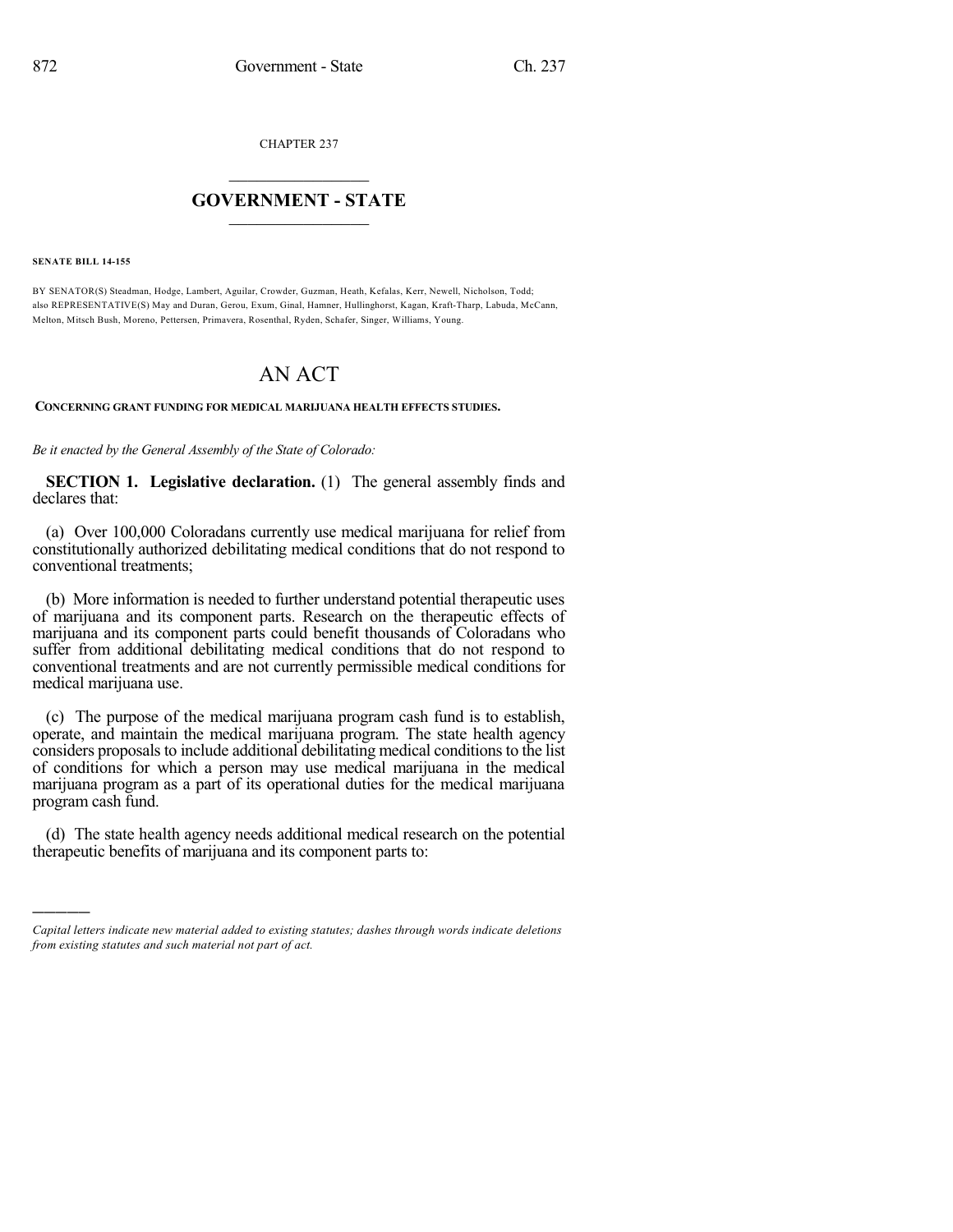CHAPTER 237

# GOVERNMENT - STATE

**SENATE BILL 14-155**

BY SENATOR(S) Steadman, Hodge, Lambert, Aguilar, Crowder, Guzman, Heath, Kefalas, Kerr, Newell, Nicholson, Todd;
also REPRESENTATIVE(S) May and Duran, Gerou, Exum, Ginal, Hamner, Hullinghorst, Kagan, Kraft-Tharp, Labuda, McCann, Melton, Mitsch Bush, Moreno, Pettersen, Primavera, Rosenthal, Ryden, Schafer, Singer, Williams, Young.

# AN ACT

**CONCERNING GRANT FUNDING FOR MEDICAL MARIJUANA HEALTH EFFECTS STUDIES.**

*Be it enacted by the General Assembly of the State of Colorado:*

**SECTION 1. Legislative declaration.** (1) The general assembly finds and declares that:

(a) Over 100,000 Coloradans currently use medical marijuana for relief from constitutionally authorized debilitating medical conditions that do not respond to conventional treatments;

(b) More information is needed to further understand potential therapeutic uses of marijuana and its component parts. Research on the therapeutic effects of marijuana and its component parts could benefit thousands of Coloradans who suffer from additional debilitating medical conditions that do not respond to conventional treatments and are not currently permissible medical conditions for medical marijuana use.

(c) The purpose of the medical marijuana program cash fund is to establish, operate, and maintain the medical marijuana program. The state health agency considers proposals to include additional debilitating medical conditions to the list of conditions for which a person may use medical marijuana in the medical marijuana program as a part of its operational duties for the medical marijuana program cash fund.

(d) The state health agency needs additional medical research on the potential therapeutic benefits of marijuana and its component parts to:

*Capital letters indicate new material added to existing statutes; dashes through words indicate deletions from existing statutes and such material not part of act.*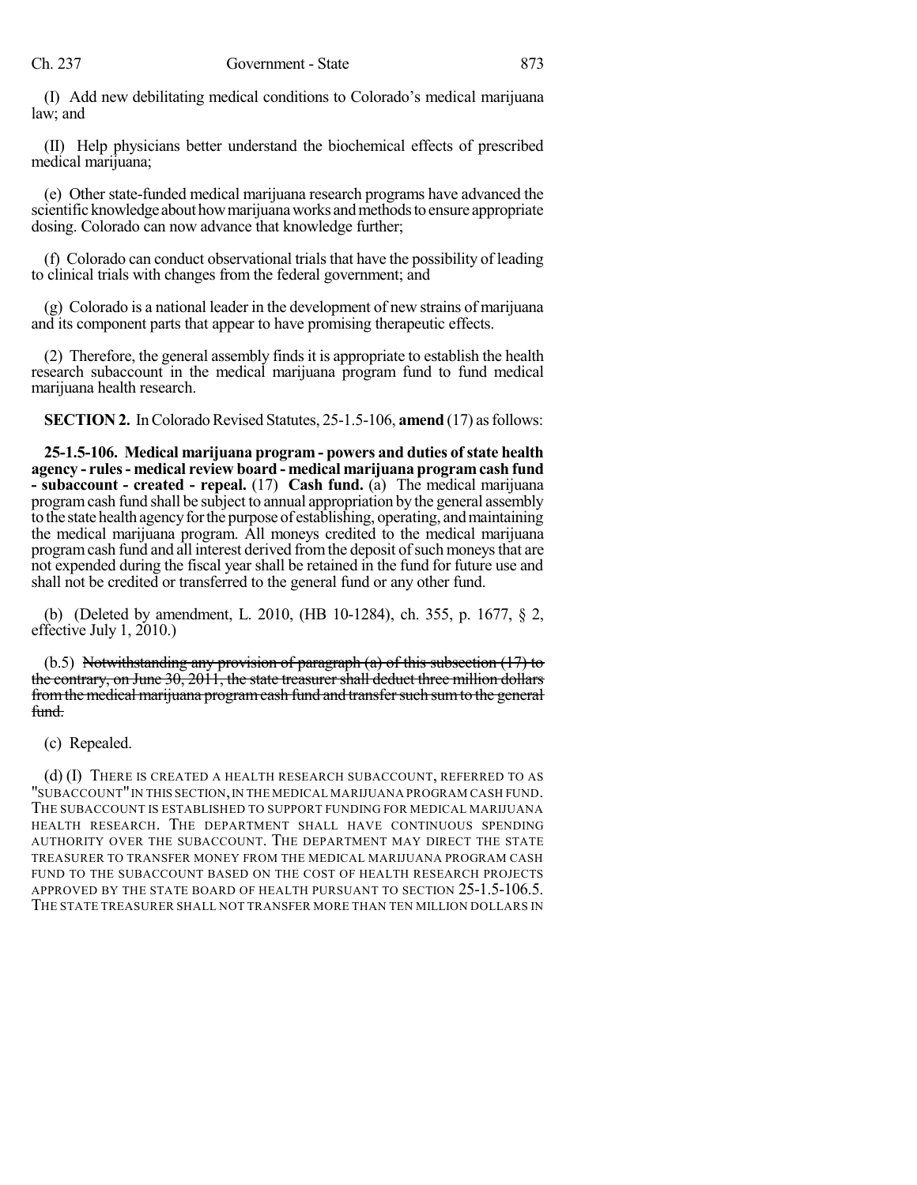(I) Add new debilitating medical conditions to Colorado's medical marijuana law; and

(II) Help physicians better understand the biochemical effects of prescribed medical marijuana;

(e) Other state-funded medical marijuana research programs have advanced the scientific knowledge about how marijuana works and methods to ensure appropriate dosing. Colorado can now advance that knowledge further;

(f) Colorado can conduct observational trials that have the possibility of leading to clinical trials with changes from the federal government; and

(g) Colorado is a national leader in the development of new strains of marijuana and its component parts that appear to have promising therapeutic effects.

(2) Therefore, the general assembly finds it is appropriate to establish the health research subaccount in the medical marijuana program fund to fund medical marijuana health research.

**SECTION 2.** In Colorado Revised Statutes, 25-1.5-106, **amend** (17) as follows:

**25-1.5-106. Medical marijuana program - powers and duties of state health agency - rules - medical review board - medical marijuana program cash fund - subaccount - created - repeal.** (17) **Cash fund.** (a) The medical marijuana program cash fund shall be subject to annual appropriation by the general assembly to the state health agency for the purpose of establishing, operating, and maintaining the medical marijuana program. All moneys credited to the medical marijuana program cash fund and all interest derived from the deposit of such moneys that are not expended during the fiscal year shall be retained in the fund for future use and shall not be credited or transferred to the general fund or any other fund.

(b) (Deleted by amendment, L. 2010, (HB 10-1284), ch. 355, p. 1677, § 2, effective July 1, 2010.)

(b.5) ~~Notwithstanding any provision of paragraph (a) of this subsection (17) to the contrary, on June 30, 2011, the state treasurer shall deduct three million dollars from the medical marijuana program cash fund and transfer such sum to the general fund.~~

(c) Repealed.

(d) (I) THERE IS CREATED A HEALTH RESEARCH SUBACCOUNT, REFERRED TO AS "SUBACCOUNT" IN THIS SECTION, IN THE MEDICAL MARIJUANA PROGRAM CASH FUND. THE SUBACCOUNT IS ESTABLISHED TO SUPPORT FUNDING FOR MEDICAL MARIJUANA HEALTH RESEARCH. THE DEPARTMENT SHALL HAVE CONTINUOUS SPENDING AUTHORITY OVER THE SUBACCOUNT. THE DEPARTMENT MAY DIRECT THE STATE TREASURER TO TRANSFER MONEY FROM THE MEDICAL MARIJUANA PROGRAM CASH FUND TO THE SUBACCOUNT BASED ON THE COST OF HEALTH RESEARCH PROJECTS APPROVED BY THE STATE BOARD OF HEALTH PURSUANT TO SECTION 25-1.5-106.5. THE STATE TREASURER SHALL NOT TRANSFER MORE THAN TEN MILLION DOLLARS IN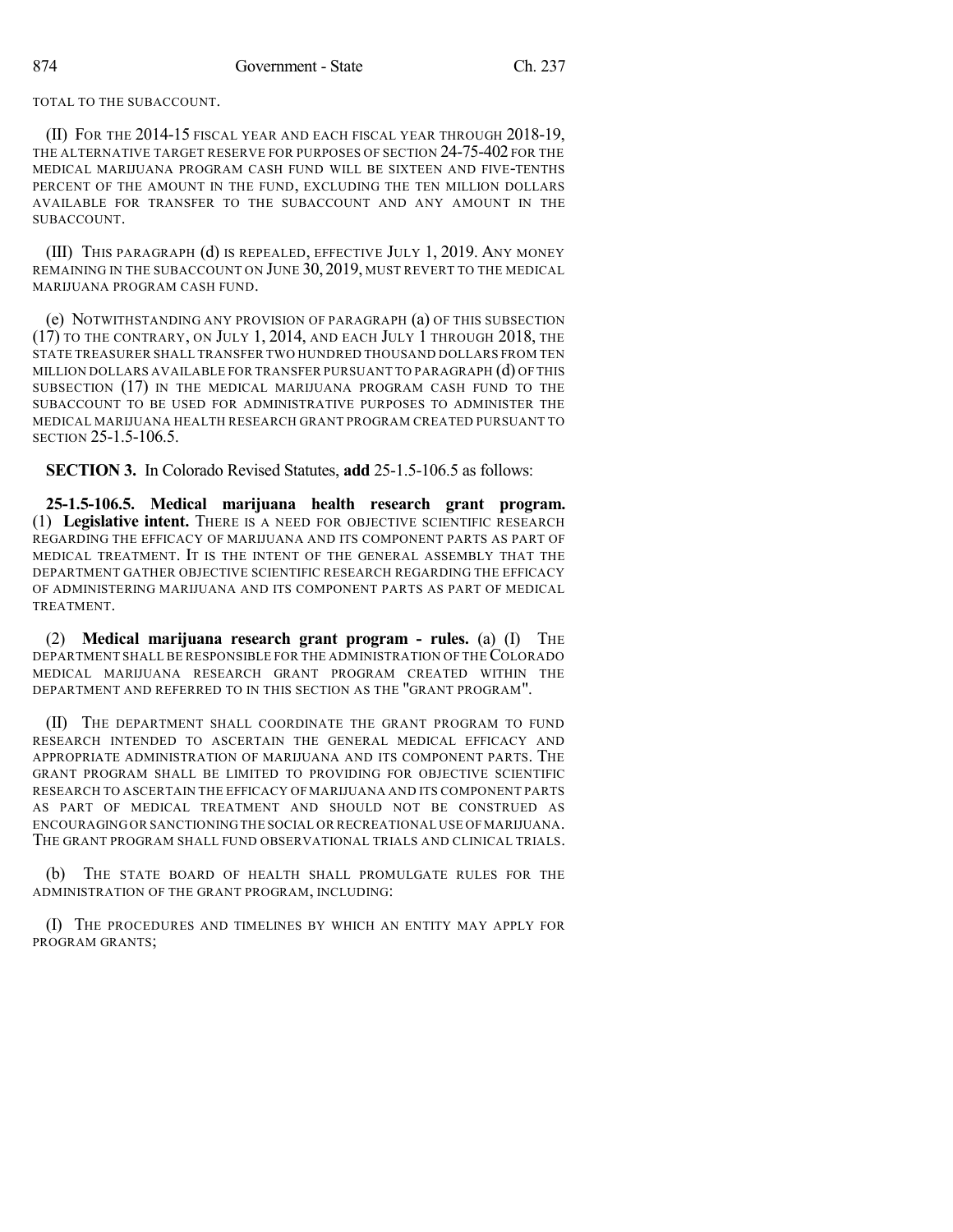TOTAL TO THE SUBACCOUNT.

(II) FOR THE 2014-15 FISCAL YEAR AND EACH FISCAL YEAR THROUGH 2018-19, THE ALTERNATIVE TARGET RESERVE FOR PURPOSES OF SECTION 24-75-402 FOR THE MEDICAL MARIJUANA PROGRAM CASH FUND WILL BE SIXTEEN AND FIVE-TENTHS PERCENT OF THE AMOUNT IN THE FUND, EXCLUDING THE TEN MILLION DOLLARS AVAILABLE FOR TRANSFER TO THE SUBACCOUNT AND ANY AMOUNT IN THE SUBACCOUNT.

(III) THIS PARAGRAPH (d) IS REPEALED, EFFECTIVE JULY 1, 2019. ANY MONEY REMAINING IN THE SUBACCOUNT ON JUNE 30, 2019, MUST REVERT TO THE MEDICAL MARIJUANA PROGRAM CASH FUND.

(e) NOTWITHSTANDING ANY PROVISION OF PARAGRAPH (a) OF THIS SUBSECTION (17) TO THE CONTRARY, ON JULY 1, 2014, AND EACH JULY 1 THROUGH 2018, THE STATE TREASURER SHALL TRANSFER TWO HUNDRED THOUSAND DOLLARS FROM TEN MILLION DOLLARS AVAILABLE FOR TRANSFER PURSUANT TO PARAGRAPH (d) OF THIS SUBSECTION (17) IN THE MEDICAL MARIJUANA PROGRAM CASH FUND TO THE SUBACCOUNT TO BE USED FOR ADMINISTRATIVE PURPOSES TO ADMINISTER THE MEDICAL MARIJUANA HEALTH RESEARCH GRANT PROGRAM CREATED PURSUANT TO SECTION 25-1.5-106.5.

**SECTION 3.** In Colorado Revised Statutes, **add** 25-1.5-106.5 as follows:

**25-1.5-106.5. Medical marijuana health research grant program.** (1) **Legislative intent.** THERE IS A NEED FOR OBJECTIVE SCIENTIFIC RESEARCH REGARDING THE EFFICACY OF MARIJUANA AND ITS COMPONENT PARTS AS PART OF MEDICAL TREATMENT. IT IS THE INTENT OF THE GENERAL ASSEMBLY THAT THE DEPARTMENT GATHER OBJECTIVE SCIENTIFIC RESEARCH REGARDING THE EFFICACY OF ADMINISTERING MARIJUANA AND ITS COMPONENT PARTS AS PART OF MEDICAL TREATMENT.

(2) **Medical marijuana research grant program - rules.** (a) (I) THE DEPARTMENT SHALL BE RESPONSIBLE FOR THE ADMINISTRATION OF THE COLORADO MEDICAL MARIJUANA RESEARCH GRANT PROGRAM CREATED WITHIN THE DEPARTMENT AND REFERRED TO IN THIS SECTION AS THE "GRANT PROGRAM".

(II) THE DEPARTMENT SHALL COORDINATE THE GRANT PROGRAM TO FUND RESEARCH INTENDED TO ASCERTAIN THE GENERAL MEDICAL EFFICACY AND APPROPRIATE ADMINISTRATION OF MARIJUANA AND ITS COMPONENT PARTS. THE GRANT PROGRAM SHALL BE LIMITED TO PROVIDING FOR OBJECTIVE SCIENTIFIC RESEARCH TO ASCERTAIN THE EFFICACY OF MARIJUANA AND ITS COMPONENT PARTS AS PART OF MEDICAL TREATMENT AND SHOULD NOT BE CONSTRUED AS ENCOURAGING OR SANCTIONING THE SOCIAL OR RECREATIONAL USE OF MARIJUANA. THE GRANT PROGRAM SHALL FUND OBSERVATIONAL TRIALS AND CLINICAL TRIALS.

(b) THE STATE BOARD OF HEALTH SHALL PROMULGATE RULES FOR THE ADMINISTRATION OF THE GRANT PROGRAM, INCLUDING:

(I) THE PROCEDURES AND TIMELINES BY WHICH AN ENTITY MAY APPLY FOR PROGRAM GRANTS;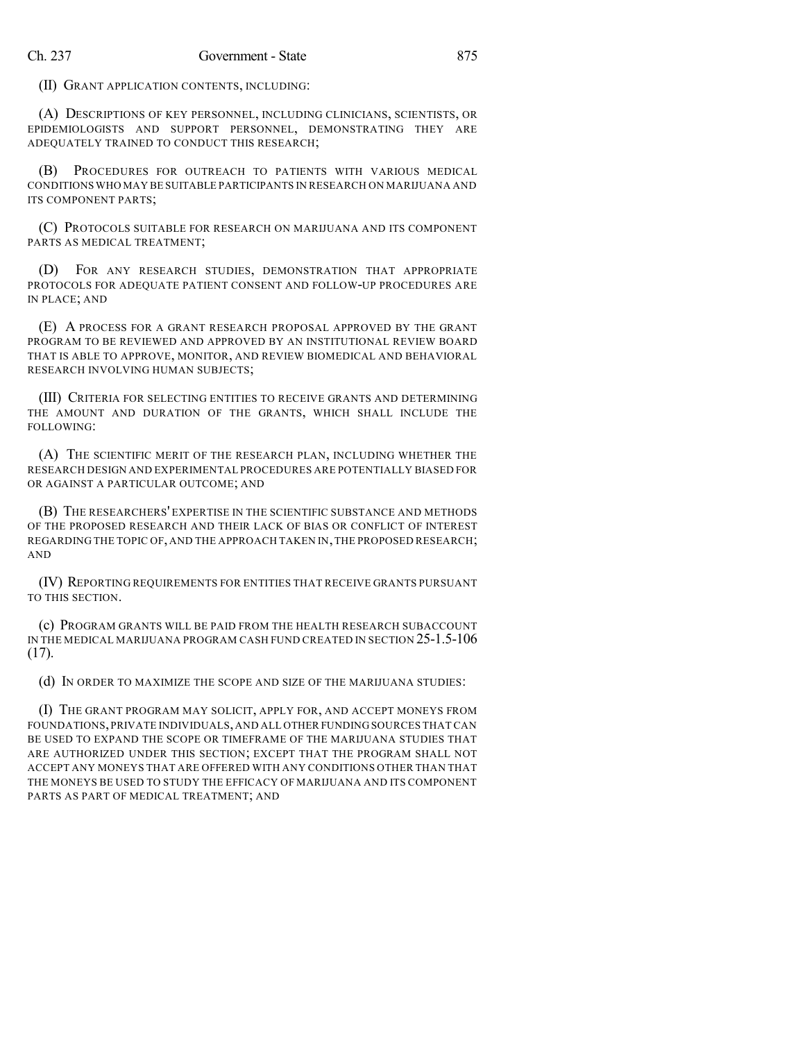(II) GRANT APPLICATION CONTENTS, INCLUDING:

(A) DESCRIPTIONS OF KEY PERSONNEL, INCLUDING CLINICIANS, SCIENTISTS, OR EPIDEMIOLOGISTS AND SUPPORT PERSONNEL, DEMONSTRATING THEY ARE ADEQUATELY TRAINED TO CONDUCT THIS RESEARCH;

(B) PROCEDURES FOR OUTREACH TO PATIENTS WITH VARIOUS MEDICAL CONDITIONS WHO MAY BE SUITABLE PARTICIPANTS IN RESEARCH ON MARIJUANA AND ITS COMPONENT PARTS;

(C) PROTOCOLS SUITABLE FOR RESEARCH ON MARIJUANA AND ITS COMPONENT PARTS AS MEDICAL TREATMENT;

(D) FOR ANY RESEARCH STUDIES, DEMONSTRATION THAT APPROPRIATE PROTOCOLS FOR ADEQUATE PATIENT CONSENT AND FOLLOW-UP PROCEDURES ARE IN PLACE; AND

(E) A PROCESS FOR A GRANT RESEARCH PROPOSAL APPROVED BY THE GRANT PROGRAM TO BE REVIEWED AND APPROVED BY AN INSTITUTIONAL REVIEW BOARD THAT IS ABLE TO APPROVE, MONITOR, AND REVIEW BIOMEDICAL AND BEHAVIORAL RESEARCH INVOLVING HUMAN SUBJECTS;

(III) CRITERIA FOR SELECTING ENTITIES TO RECEIVE GRANTS AND DETERMINING THE AMOUNT AND DURATION OF THE GRANTS, WHICH SHALL INCLUDE THE FOLLOWING:

(A) THE SCIENTIFIC MERIT OF THE RESEARCH PLAN, INCLUDING WHETHER THE RESEARCH DESIGN AND EXPERIMENTAL PROCEDURES ARE POTENTIALLY BIASED FOR OR AGAINST A PARTICULAR OUTCOME; AND

(B) THE RESEARCHERS' EXPERTISE IN THE SCIENTIFIC SUBSTANCE AND METHODS OF THE PROPOSED RESEARCH AND THEIR LACK OF BIAS OR CONFLICT OF INTEREST REGARDING THE TOPIC OF, AND THE APPROACH TAKEN IN, THE PROPOSED RESEARCH; AND

(IV) REPORTING REQUIREMENTS FOR ENTITIES THAT RECEIVE GRANTS PURSUANT TO THIS SECTION.

(c) PROGRAM GRANTS WILL BE PAID FROM THE HEALTH RESEARCH SUBACCOUNT IN THE MEDICAL MARIJUANA PROGRAM CASH FUND CREATED IN SECTION 25-1.5-106 (17).

(d) IN ORDER TO MAXIMIZE THE SCOPE AND SIZE OF THE MARIJUANA STUDIES:

(I) THE GRANT PROGRAM MAY SOLICIT, APPLY FOR, AND ACCEPT MONEYS FROM FOUNDATIONS, PRIVATE INDIVIDUALS, AND ALL OTHER FUNDING SOURCES THAT CAN BE USED TO EXPAND THE SCOPE OR TIMEFRAME OF THE MARIJUANA STUDIES THAT ARE AUTHORIZED UNDER THIS SECTION; EXCEPT THAT THE PROGRAM SHALL NOT ACCEPT ANY MONEYS THAT ARE OFFERED WITH ANY CONDITIONS OTHER THAN THAT THE MONEYS BE USED TO STUDY THE EFFICACY OF MARIJUANA AND ITS COMPONENT PARTS AS PART OF MEDICAL TREATMENT; AND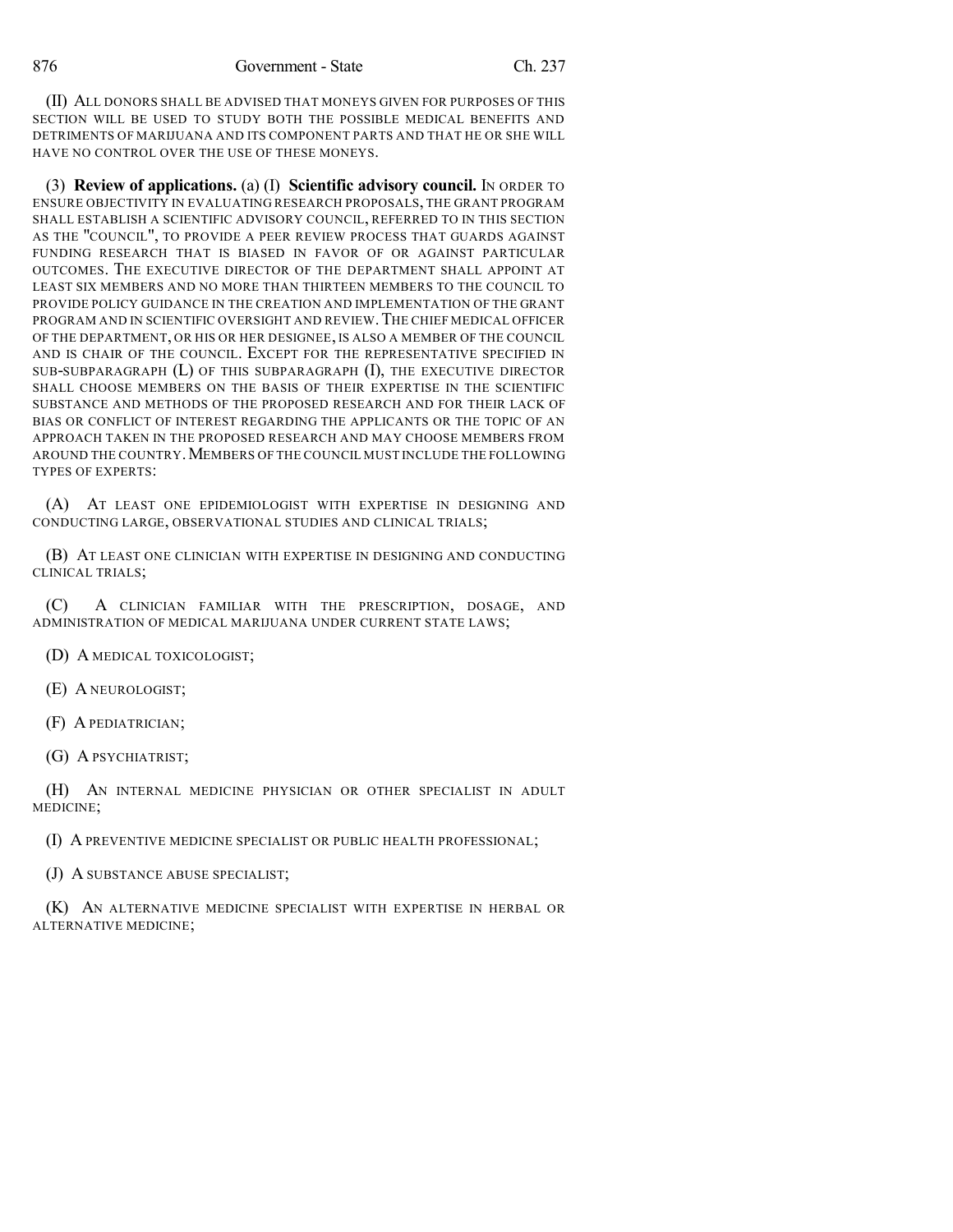(II) ALL DONORS SHALL BE ADVISED THAT MONEYS GIVEN FOR PURPOSES OF THIS SECTION WILL BE USED TO STUDY BOTH THE POSSIBLE MEDICAL BENEFITS AND DETRIMENTS OF MARIJUANA AND ITS COMPONENT PARTS AND THAT HE OR SHE WILL HAVE NO CONTROL OVER THE USE OF THESE MONEYS.

(3) **Review of applications.** (a) (I) **Scientific advisory council.** IN ORDER TO ENSURE OBJECTIVITY IN EVALUATING RESEARCH PROPOSALS, THE GRANT PROGRAM SHALL ESTABLISH A SCIENTIFIC ADVISORY COUNCIL, REFERRED TO IN THIS SECTION AS THE "COUNCIL", TO PROVIDE A PEER REVIEW PROCESS THAT GUARDS AGAINST FUNDING RESEARCH THAT IS BIASED IN FAVOR OF OR AGAINST PARTICULAR OUTCOMES. THE EXECUTIVE DIRECTOR OF THE DEPARTMENT SHALL APPOINT AT LEAST SIX MEMBERS AND NO MORE THAN THIRTEEN MEMBERS TO THE COUNCIL TO PROVIDE POLICY GUIDANCE IN THE CREATION AND IMPLEMENTATION OF THE GRANT PROGRAM AND IN SCIENTIFIC OVERSIGHT AND REVIEW. THE CHIEF MEDICAL OFFICER OF THE DEPARTMENT, OR HIS OR HER DESIGNEE, IS ALSO A MEMBER OF THE COUNCIL AND IS CHAIR OF THE COUNCIL. EXCEPT FOR THE REPRESENTATIVE SPECIFIED IN SUB-SUBPARAGRAPH (L) OF THIS SUBPARAGRAPH (I), THE EXECUTIVE DIRECTOR SHALL CHOOSE MEMBERS ON THE BASIS OF THEIR EXPERTISE IN THE SCIENTIFIC SUBSTANCE AND METHODS OF THE PROPOSED RESEARCH AND FOR THEIR LACK OF BIAS OR CONFLICT OF INTEREST REGARDING THE APPLICANTS OR THE TOPIC OF AN APPROACH TAKEN IN THE PROPOSED RESEARCH AND MAY CHOOSE MEMBERS FROM AROUND THE COUNTRY. MEMBERS OF THE COUNCIL MUST INCLUDE THE FOLLOWING TYPES OF EXPERTS:

(A) AT LEAST ONE EPIDEMIOLOGIST WITH EXPERTISE IN DESIGNING AND CONDUCTING LARGE, OBSERVATIONAL STUDIES AND CLINICAL TRIALS;

(B) AT LEAST ONE CLINICIAN WITH EXPERTISE IN DESIGNING AND CONDUCTING CLINICAL TRIALS;

(C) A CLINICIAN FAMILIAR WITH THE PRESCRIPTION, DOSAGE, AND ADMINISTRATION OF MEDICAL MARIJUANA UNDER CURRENT STATE LAWS;

(D) A MEDICAL TOXICOLOGIST;

(E) A NEUROLOGIST;

(F) A PEDIATRICIAN;

(G) A PSYCHIATRIST;

(H) AN INTERNAL MEDICINE PHYSICIAN OR OTHER SPECIALIST IN ADULT MEDICINE;

(I) A PREVENTIVE MEDICINE SPECIALIST OR PUBLIC HEALTH PROFESSIONAL;

(J) A SUBSTANCE ABUSE SPECIALIST;

(K) AN ALTERNATIVE MEDICINE SPECIALIST WITH EXPERTISE IN HERBAL OR ALTERNATIVE MEDICINE;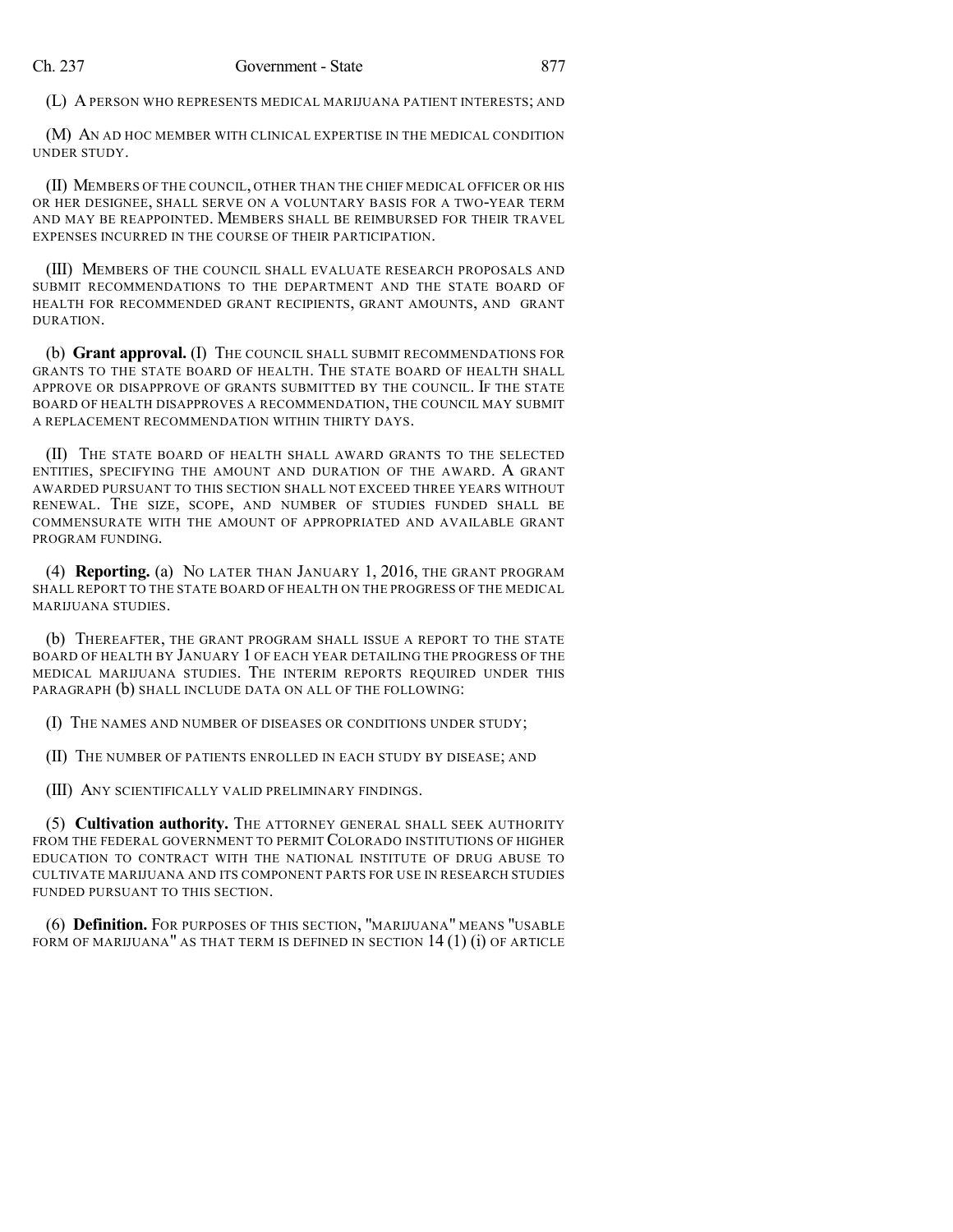(L) A PERSON WHO REPRESENTS MEDICAL MARIJUANA PATIENT INTERESTS; AND

(M) AN AD HOC MEMBER WITH CLINICAL EXPERTISE IN THE MEDICAL CONDITION UNDER STUDY.

(II) MEMBERS OF THE COUNCIL, OTHER THAN THE CHIEF MEDICAL OFFICER OR HIS OR HER DESIGNEE, SHALL SERVE ON A VOLUNTARY BASIS FOR A TWO-YEAR TERM AND MAY BE REAPPOINTED. MEMBERS SHALL BE REIMBURSED FOR THEIR TRAVEL EXPENSES INCURRED IN THE COURSE OF THEIR PARTICIPATION.

(III) MEMBERS OF THE COUNCIL SHALL EVALUATE RESEARCH PROPOSALS AND SUBMIT RECOMMENDATIONS TO THE DEPARTMENT AND THE STATE BOARD OF HEALTH FOR RECOMMENDED GRANT RECIPIENTS, GRANT AMOUNTS, AND GRANT DURATION.

(b) **Grant approval.** (I) THE COUNCIL SHALL SUBMIT RECOMMENDATIONS FOR GRANTS TO THE STATE BOARD OF HEALTH. THE STATE BOARD OF HEALTH SHALL APPROVE OR DISAPPROVE OF GRANTS SUBMITTED BY THE COUNCIL. IF THE STATE BOARD OF HEALTH DISAPPROVES A RECOMMENDATION, THE COUNCIL MAY SUBMIT A REPLACEMENT RECOMMENDATION WITHIN THIRTY DAYS.

(II) THE STATE BOARD OF HEALTH SHALL AWARD GRANTS TO THE SELECTED ENTITIES, SPECIFYING THE AMOUNT AND DURATION OF THE AWARD. A GRANT AWARDED PURSUANT TO THIS SECTION SHALL NOT EXCEED THREE YEARS WITHOUT RENEWAL. THE SIZE, SCOPE, AND NUMBER OF STUDIES FUNDED SHALL BE COMMENSURATE WITH THE AMOUNT OF APPROPRIATED AND AVAILABLE GRANT PROGRAM FUNDING.

(4) **Reporting.** (a) NO LATER THAN JANUARY 1, 2016, THE GRANT PROGRAM SHALL REPORT TO THE STATE BOARD OF HEALTH ON THE PROGRESS OF THE MEDICAL MARIJUANA STUDIES.

(b) THEREAFTER, THE GRANT PROGRAM SHALL ISSUE A REPORT TO THE STATE BOARD OF HEALTH BY JANUARY 1 OF EACH YEAR DETAILING THE PROGRESS OF THE MEDICAL MARIJUANA STUDIES. THE INTERIM REPORTS REQUIRED UNDER THIS PARAGRAPH (b) SHALL INCLUDE DATA ON ALL OF THE FOLLOWING:

(I) THE NAMES AND NUMBER OF DISEASES OR CONDITIONS UNDER STUDY;

(II) THE NUMBER OF PATIENTS ENROLLED IN EACH STUDY BY DISEASE; AND

(III) ANY SCIENTIFICALLY VALID PRELIMINARY FINDINGS.

(5) **Cultivation authority.** THE ATTORNEY GENERAL SHALL SEEK AUTHORITY FROM THE FEDERAL GOVERNMENT TO PERMIT COLORADO INSTITUTIONS OF HIGHER EDUCATION TO CONTRACT WITH THE NATIONAL INSTITUTE OF DRUG ABUSE TO CULTIVATE MARIJUANA AND ITS COMPONENT PARTS FOR USE IN RESEARCH STUDIES FUNDED PURSUANT TO THIS SECTION.

(6) **Definition.** FOR PURPOSES OF THIS SECTION, "MARIJUANA" MEANS "USABLE FORM OF MARIJUANA" AS THAT TERM IS DEFINED IN SECTION 14 (1) (i) OF ARTICLE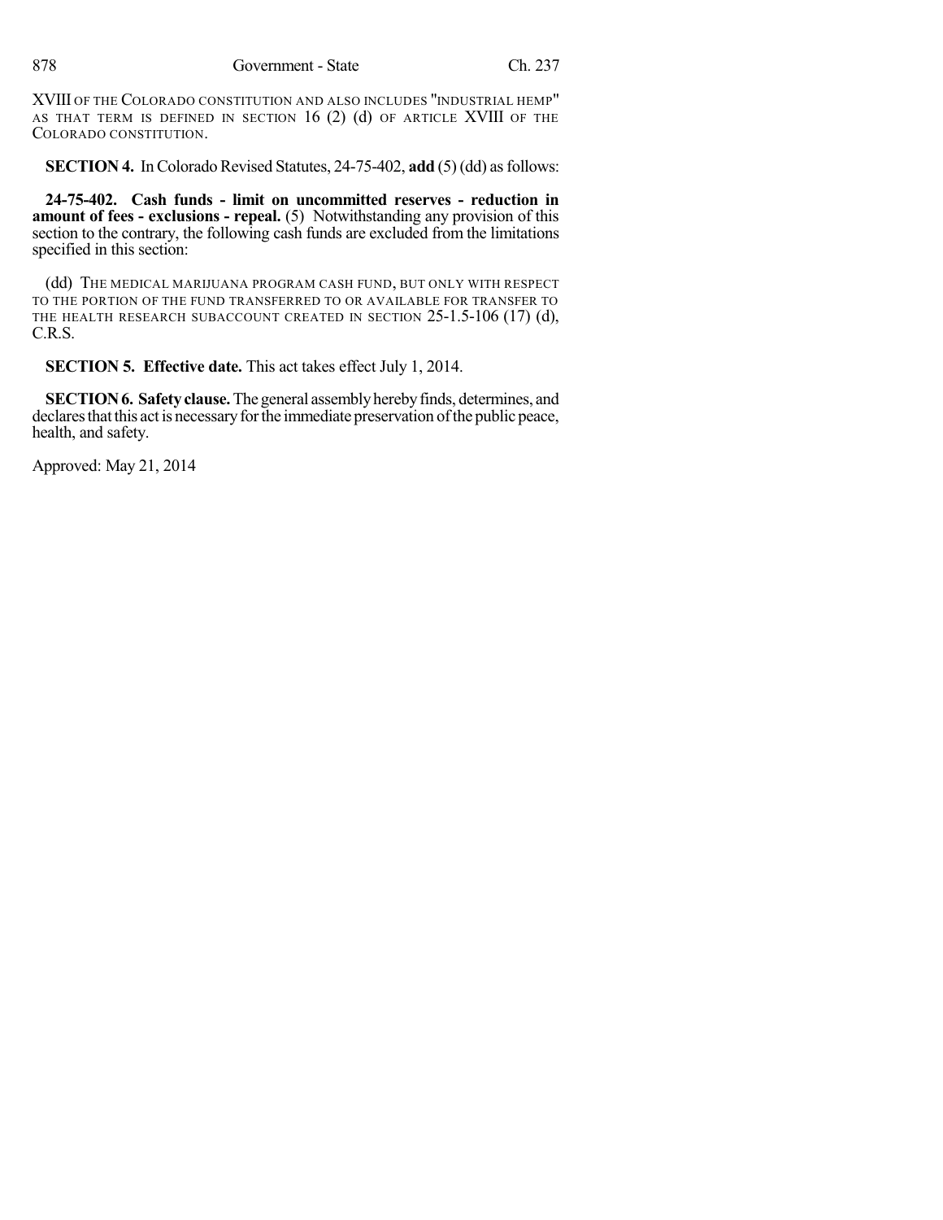XVIII OF THE COLORADO CONSTITUTION AND ALSO INCLUDES "INDUSTRIAL HEMP" AS THAT TERM IS DEFINED IN SECTION 16 (2) (d) OF ARTICLE XVIII OF THE COLORADO CONSTITUTION.

**SECTION 4.** In Colorado Revised Statutes, 24-75-402, **add** (5) (dd) as follows:

**24-75-402. Cash funds - limit on uncommitted reserves - reduction in amount of fees - exclusions - repeal.** (5) Notwithstanding any provision of this section to the contrary, the following cash funds are excluded from the limitations specified in this section:

(dd) THE MEDICAL MARIJUANA PROGRAM CASH FUND, BUT ONLY WITH RESPECT TO THE PORTION OF THE FUND TRANSFERRED TO OR AVAILABLE FOR TRANSFER TO THE HEALTH RESEARCH SUBACCOUNT CREATED IN SECTION 25-1.5-106 (17) (d), C.R.S.

**SECTION 5. Effective date.** This act takes effect July 1, 2014.

**SECTION 6. Safety clause.** The general assembly hereby finds, determines, and declares that this act is necessary for the immediate preservation of the public peace, health, and safety.

Approved: May 21, 2014